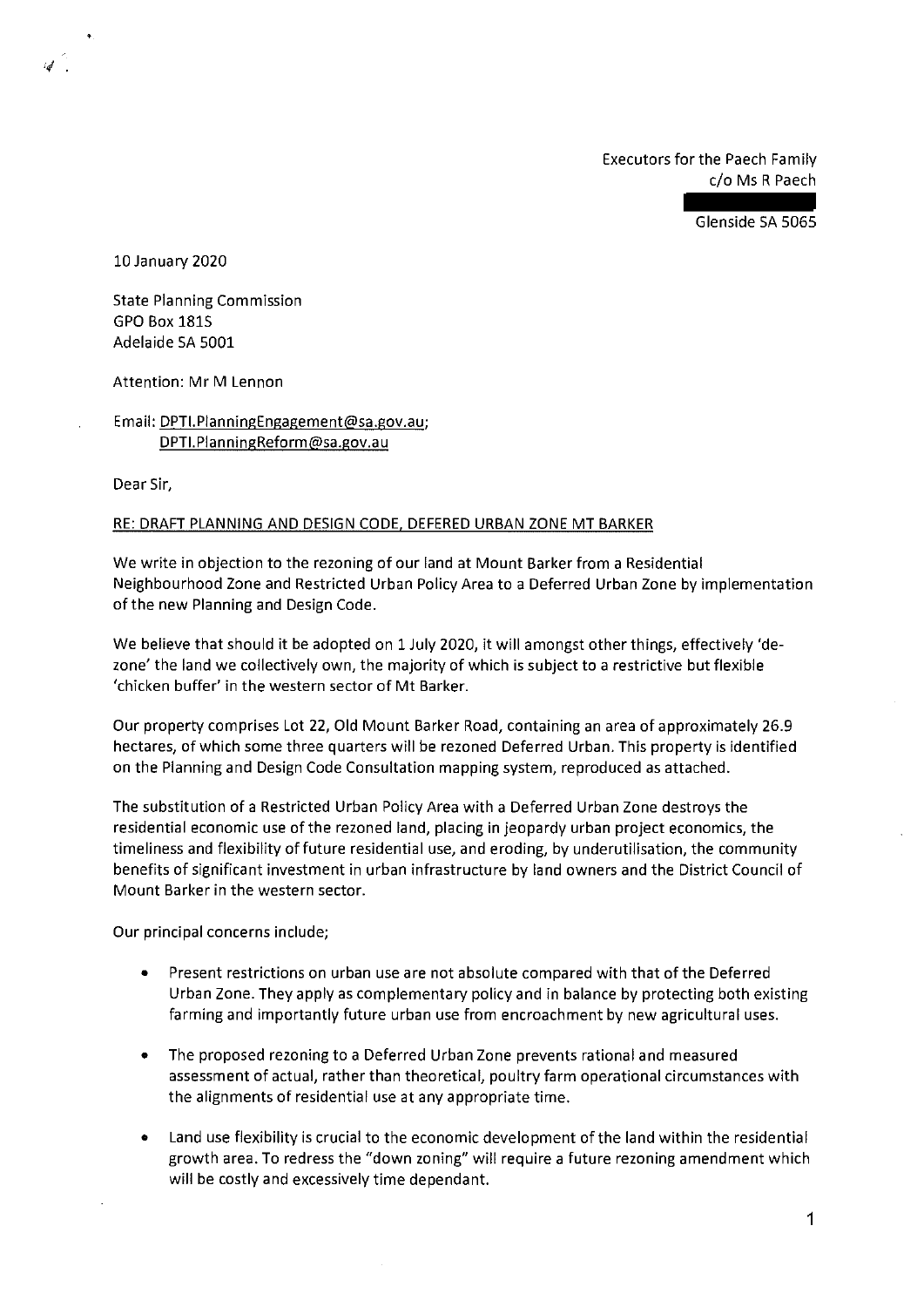Executors for the Paech Family
c/o Ms R Paech

Glenside SA 5065

10 January 2020

State Planning Commission
GPO Box 1815
Adelaide SA 5001

Attention: Mr M Lennon

Email: DPTI.PlanningEngagement@sa.gov.au;
DPTI.PlanningReform@sa.gov.au

Dear Sir,

RE: DRAFT PLANNING AND DESIGN CODE, DEFERED URBAN ZONE MT BARKER

We write in objection to the rezoning of our land at Mount Barker from a Residential Neighbourhood Zone and Restricted Urban Policy Area to a Deferred Urban Zone by implementation of the new Planning and Design Code.

We believe that should it be adopted on 1 July 2020, it will amongst other things, effectively 'de-zone' the land we collectively own, the majority of which is subject to a restrictive but flexible 'chicken buffer' in the western sector of Mt Barker.

Our property comprises Lot 22, Old Mount Barker Road, containing an area of approximately 26.9 hectares, of which some three quarters will be rezoned Deferred Urban. This property is identified on the Planning and Design Code Consultation mapping system, reproduced as attached.

The substitution of a Restricted Urban Policy Area with a Deferred Urban Zone destroys the residential economic use of the rezoned land, placing in jeopardy urban project economics, the timeliness and flexibility of future residential use, and eroding, by underutilisation, the community benefits of significant investment in urban infrastructure by land owners and the District Council of Mount Barker in the western sector.

Our principal concerns include;

- Present restrictions on urban use are not absolute compared with that of the Deferred Urban Zone. They apply as complementary policy and in balance by protecting both existing farming and importantly future urban use from encroachment by new agricultural uses.
- The proposed rezoning to a Deferred Urban Zone prevents rational and measured assessment of actual, rather than theoretical, poultry farm operational circumstances with the alignments of residential use at any appropriate time.
- Land use flexibility is crucial to the economic development of the land within the residential growth area. To redress the "down zoning" will require a future rezoning amendment which will be costly and excessively time dependant.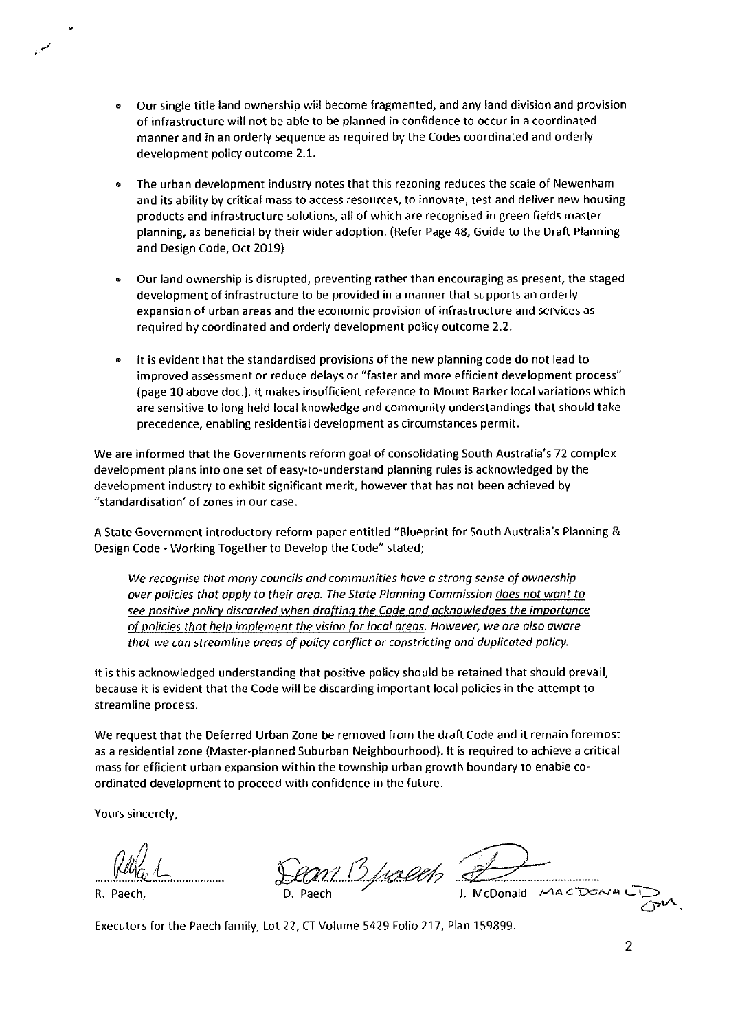- Our single title land ownership will become fragmented, and any land division and provision of infrastructure will not be able to be planned in confidence to occur in a coordinated manner and in an orderly sequence as required by the Codes coordinated and orderly development policy outcome 2.1.

- The urban development industry notes that this rezoning reduces the scale of Newenham and its ability by critical mass to access resources, to innovate, test and deliver new housing products and infrastructure solutions, all of which are recognised in green fields master planning, as beneficial by their wider adoption. (Refer Page 48, Guide to the Draft Planning and Design Code, Oct 2019)

- Our land ownership is disrupted, preventing rather than encouraging as present, the staged development of infrastructure to be provided in a manner that supports an orderly expansion of urban areas and the economic provision of infrastructure and services as required by coordinated and orderly development policy outcome 2.2.

- It is evident that the standardised provisions of the new planning code do not lead to improved assessment or reduce delays or "faster and more efficient development process" (page 10 above doc.). It makes insufficient reference to Mount Barker local variations which are sensitive to long held local knowledge and community understandings that should take precedence, enabling residential development as circumstances permit.

We are informed that the Governments reform goal of consolidating South Australia's 72 complex development plans into one set of easy-to-understand planning rules is acknowledged by the development industry to exhibit significant merit, however that has not been achieved by "standardisation' of zones in our case.

A State Government introductory reform paper entitled "Blueprint for South Australia's Planning & Design Code - Working Together to Develop the Code" stated;

> *We recognise that many councils and communities have a strong sense of ownership over policies that apply to their area. The State Planning Commission <u>does not want to see positive policy discarded when drafting the Code and acknowledges the importance of policies that help implement the vision for local areas</u>. However, we are also aware that we can streamline areas of policy conflict or constricting and duplicated policy.*

It is this acknowledged understanding that positive policy should be retained that should prevail, because it is evident that the Code will be discarding important local policies in the attempt to streamline process.

We request that the Deferred Urban Zone be removed from the draft Code and it remain foremost as a residential zone (Master-planned Suburban Neighbourhood). It is required to achieve a critical mass for efficient urban expansion within the township urban growth boundary to enable co-ordinated development to proceed with confidence in the future.

Yours sincerely,

R. Paech, D. Paech J. McDonald MACDONALD

Executors for the Paech family, Lot 22, CT Volume 5429 Folio 217, Plan 159899.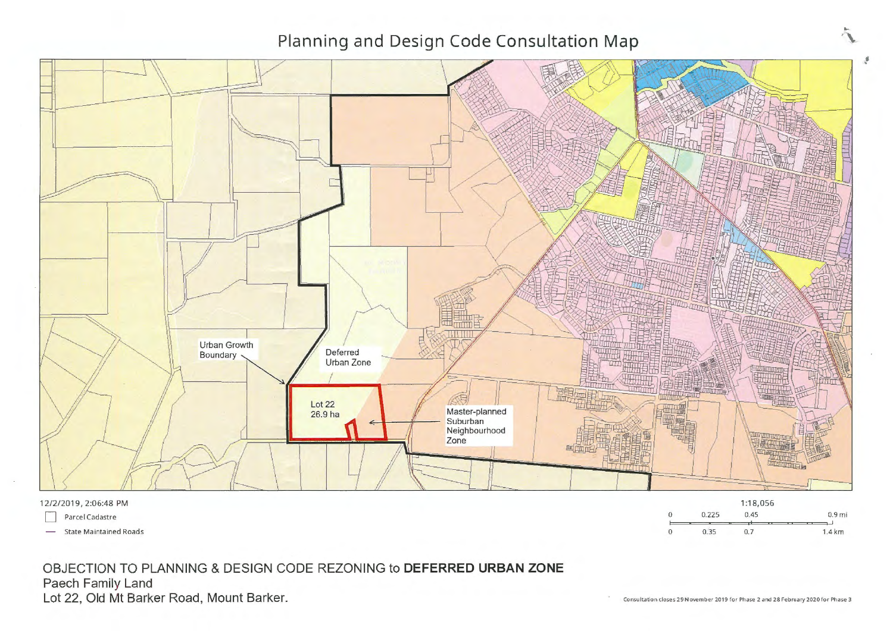# Planning and Design Code Consultation Map

Urban Growth Boundary

Deferred Urban Zone

Lot 22
26.9 ha

Master-planned Suburban Neighbourhood Zone

12/2/2019, 2:06:48 PM

Parcel Cadastre

State Maintained Roads

1:18,056

0 0.225 0.45 0.9 mi

0 0.35 0.7 1.4 km

OBJECTION TO PLANNING & DESIGN CODE REZONING to **DEFERRED URBAN ZONE**
Paech Family Land
Lot 22, Old Mt Barker Road, Mount Barker.

Consultation closes 29 November 2019 for Phase 2 and 28 February 2020 for Phase 3